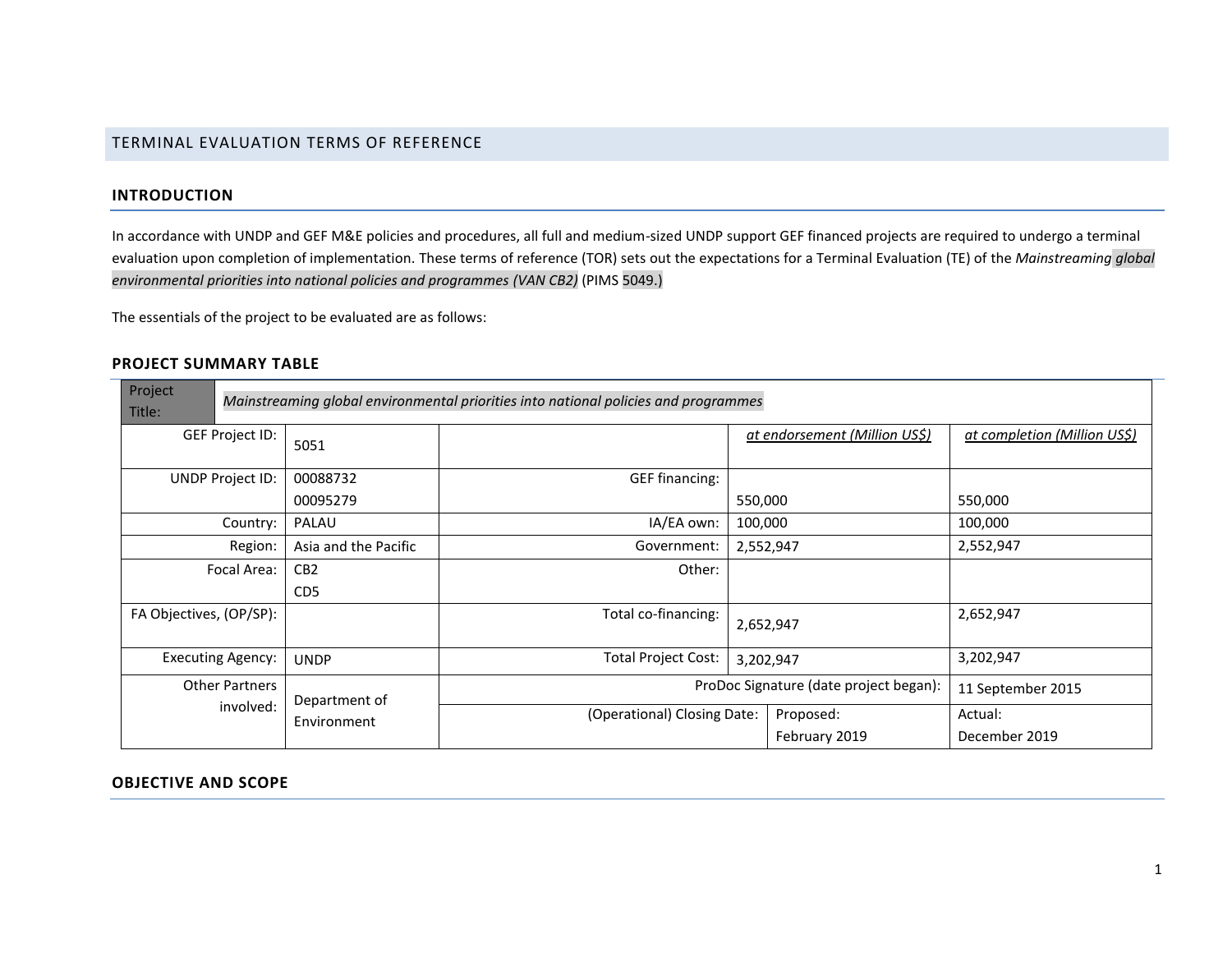# TERMINAL EVALUATION TERMS OF REFERENCE

## INTRODUCTION

In accordance with UNDP and GEF M&E policies and procedures, all full and medium-sized UNDP support GEF financed projects are required to undergo a terminal evaluation upon completion of implementation. These terms of reference (TOR) sets out the expectations for a Terminal Evaluation (TE) of the *Mainstreaming global environmental priorities into national policies and programmes (VAN CB2)* (PIMS 5049.)

The essentials of the project to be evaluated are as follows:

## PROJECT SUMMARY TABLE

| Project Title: | *Mainstreaming global environmental priorities into national policies and programmes* | | | |
|---|---|---|---|---|
| GEF Project ID: | 5051 | | at endorsement (Million US$) | at completion (Million US$) |
| UNDP Project ID: | 00088732<br>00095279 | GEF financing: | 550,000 | 550,000 |
| Country: | PALAU | IA/EA own: | 100,000 | 100,000 |
| Region: | Asia and the Pacific | Government: | 2,552,947 | 2,552,947 |
| Focal Area: | CB2<br>CD5 | Other: | | |
| FA Objectives, (OP/SP): | | Total co-financing: | 2,652,947 | 2,652,947 |
| Executing Agency: | UNDP | Total Project Cost: | 3,202,947 | 3,202,947 |
| Other Partners involved: | Department of Environment | ProDoc Signature (date project began): | | 11 September 2015 |
| | | (Operational) Closing Date: | Proposed:<br>February 2019 | Actual:<br>December 2019 |

## OBJECTIVE AND SCOPE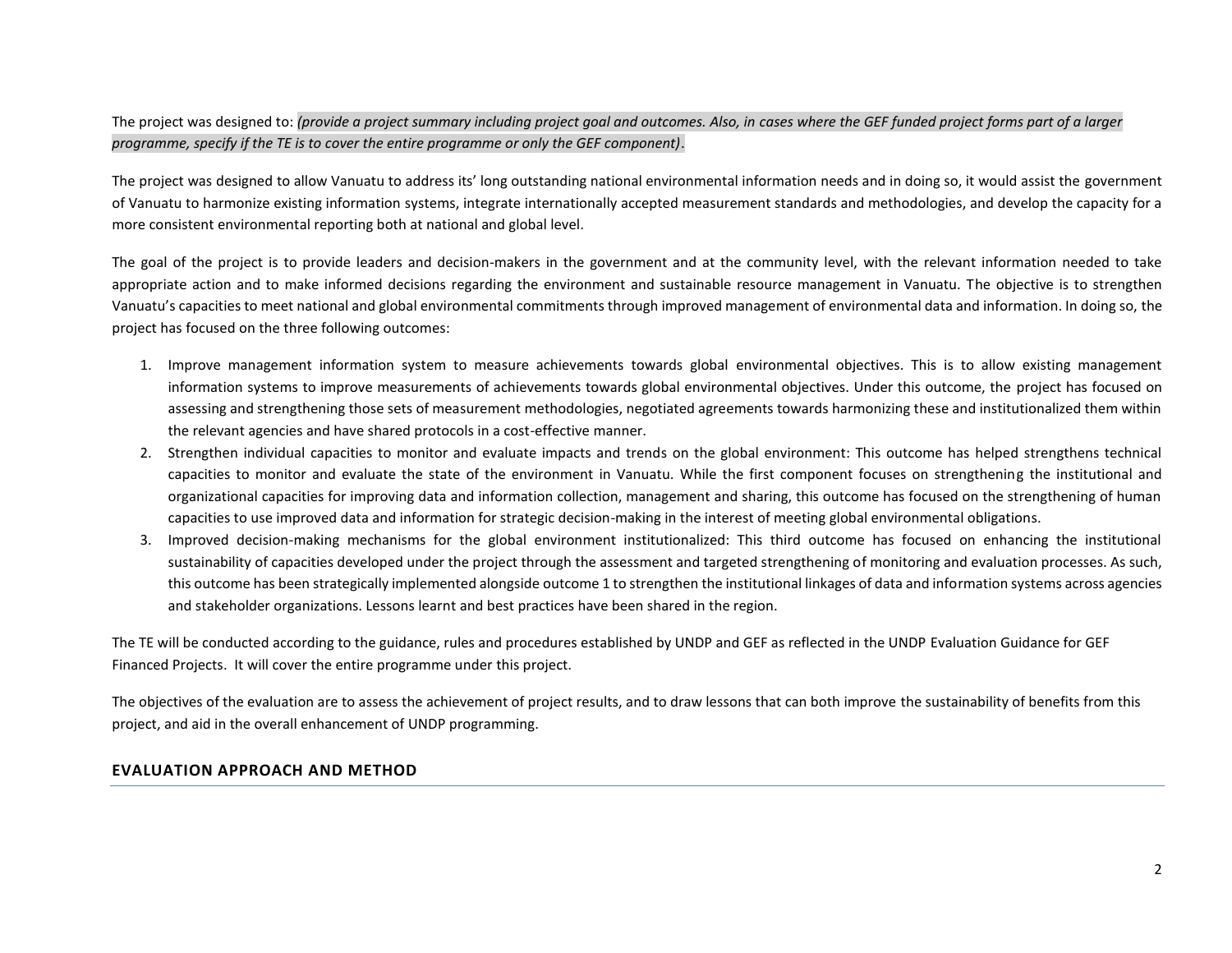The project was designed to: *(provide a project summary including project goal and outcomes. Also, in cases where the GEF funded project forms part of a larger programme, specify if the TE is to cover the entire programme or only the GEF component)*.

The project was designed to allow Vanuatu to address its' long outstanding national environmental information needs and in doing so, it would assist the government of Vanuatu to harmonize existing information systems, integrate internationally accepted measurement standards and methodologies, and develop the capacity for a more consistent environmental reporting both at national and global level.

The goal of the project is to provide leaders and decision-makers in the government and at the community level, with the relevant information needed to take appropriate action and to make informed decisions regarding the environment and sustainable resource management in Vanuatu. The objective is to strengthen Vanuatu's capacities to meet national and global environmental commitments through improved management of environmental data and information. In doing so, the project has focused on the three following outcomes:

1. Improve management information system to measure achievements towards global environmental objectives. This is to allow existing management information systems to improve measurements of achievements towards global environmental objectives. Under this outcome, the project has focused on assessing and strengthening those sets of measurement methodologies, negotiated agreements towards harmonizing these and institutionalized them within the relevant agencies and have shared protocols in a cost-effective manner.
2. Strengthen individual capacities to monitor and evaluate impacts and trends on the global environment: This outcome has helped strengthens technical capacities to monitor and evaluate the state of the environment in Vanuatu. While the first component focuses on strengthening the institutional and organizational capacities for improving data and information collection, management and sharing, this outcome has focused on the strengthening of human capacities to use improved data and information for strategic decision-making in the interest of meeting global environmental obligations.
3. Improved decision-making mechanisms for the global environment institutionalized: This third outcome has focused on enhancing the institutional sustainability of capacities developed under the project through the assessment and targeted strengthening of monitoring and evaluation processes. As such, this outcome has been strategically implemented alongside outcome 1 to strengthen the institutional linkages of data and information systems across agencies and stakeholder organizations. Lessons learnt and best practices have been shared in the region.

The TE will be conducted according to the guidance, rules and procedures established by UNDP and GEF as reflected in the UNDP Evaluation Guidance for GEF Financed Projects. It will cover the entire programme under this project.

The objectives of the evaluation are to assess the achievement of project results, and to draw lessons that can both improve the sustainability of benefits from this project, and aid in the overall enhancement of UNDP programming.

## EVALUATION APPROACH AND METHOD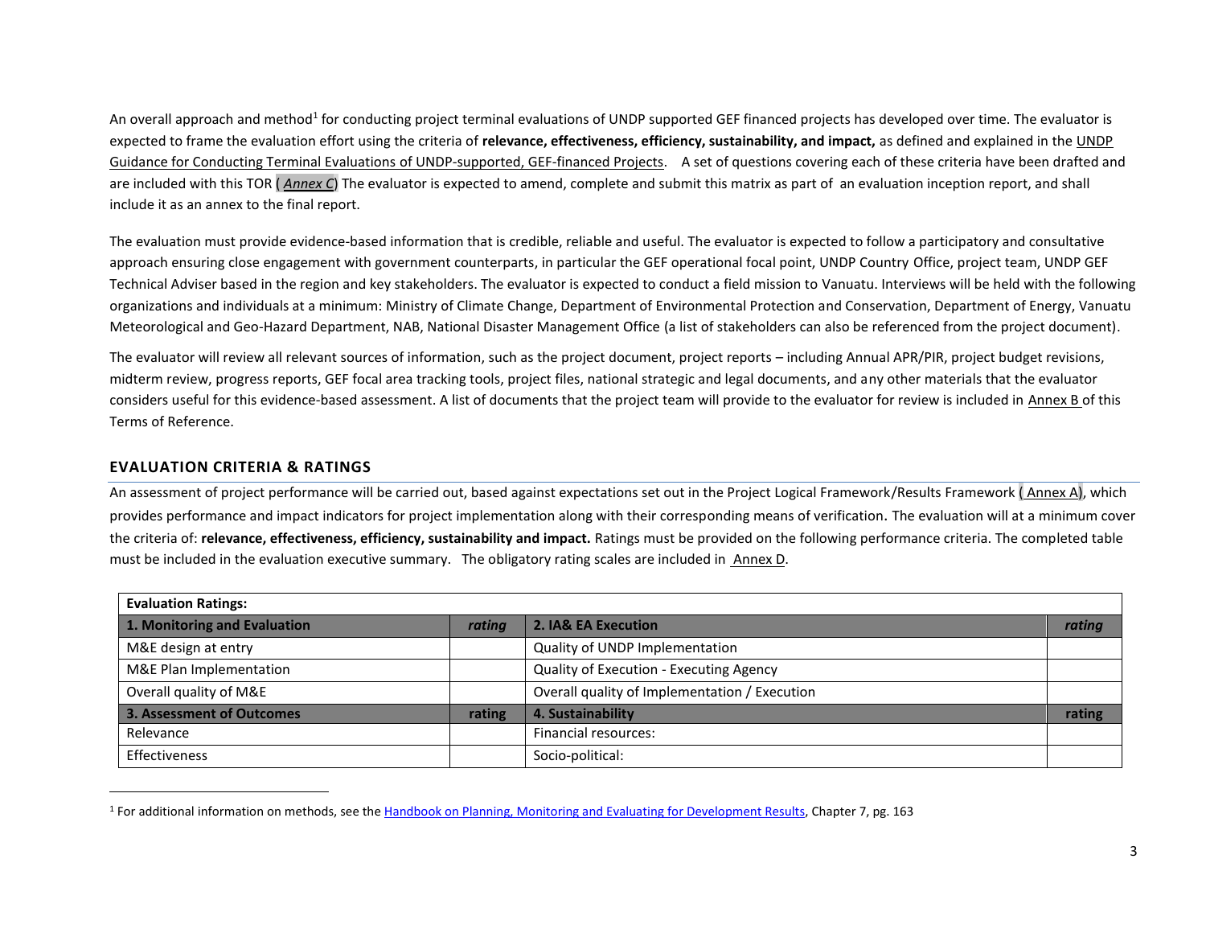An overall approach and method[1] for conducting project terminal evaluations of UNDP supported GEF financed projects has developed over time. The evaluator is expected to frame the evaluation effort using the criteria of **relevance, effectiveness, efficiency, sustainability, and impact,** as defined and explained in the UNDP Guidance for Conducting Terminal Evaluations of UNDP-supported, GEF-financed Projects. A set of questions covering each of these criteria have been drafted and are included with this TOR ( *Annex C*) The evaluator is expected to amend, complete and submit this matrix as part of an evaluation inception report, and shall include it as an annex to the final report.

The evaluation must provide evidence-based information that is credible, reliable and useful. The evaluator is expected to follow a participatory and consultative approach ensuring close engagement with government counterparts, in particular the GEF operational focal point, UNDP Country Office, project team, UNDP GEF Technical Adviser based in the region and key stakeholders. The evaluator is expected to conduct a field mission to Vanuatu. Interviews will be held with the following organizations and individuals at a minimum: Ministry of Climate Change, Department of Environmental Protection and Conservation, Department of Energy, Vanuatu Meteorological and Geo-Hazard Department, NAB, National Disaster Management Office (a list of stakeholders can also be referenced from the project document).

The evaluator will review all relevant sources of information, such as the project document, project reports – including Annual APR/PIR, project budget revisions, midterm review, progress reports, GEF focal area tracking tools, project files, national strategic and legal documents, and any other materials that the evaluator considers useful for this evidence-based assessment. A list of documents that the project team will provide to the evaluator for review is included in Annex B of this Terms of Reference.

## EVALUATION CRITERIA & RATINGS

An assessment of project performance will be carried out, based against expectations set out in the Project Logical Framework/Results Framework ( Annex A), which provides performance and impact indicators for project implementation along with their corresponding means of verification. The evaluation will at a minimum cover the criteria of: **relevance, effectiveness, efficiency, sustainability and impact.** Ratings must be provided on the following performance criteria. The completed table must be included in the evaluation executive summary. The obligatory rating scales are included in Annex D.

| **Evaluation Ratings:** | | | |
|---|---|---|---|
| **1. Monitoring and Evaluation** | ***rating*** | **2. IA& EA Execution** | ***rating*** |
| M&E design at entry | | Quality of UNDP Implementation | |
| M&E Plan Implementation | | Quality of Execution - Executing Agency | |
| Overall quality of M&E | | Overall quality of Implementation / Execution | |
| **3. Assessment of Outcomes** | **rating** | **4. Sustainability** | **rating** |
| Relevance | | Financial resources: | |
| Effectiveness | | Socio-political: | |

[1] For additional information on methods, see the Handbook on Planning, Monitoring and Evaluating for Development Results, Chapter 7, pg. 163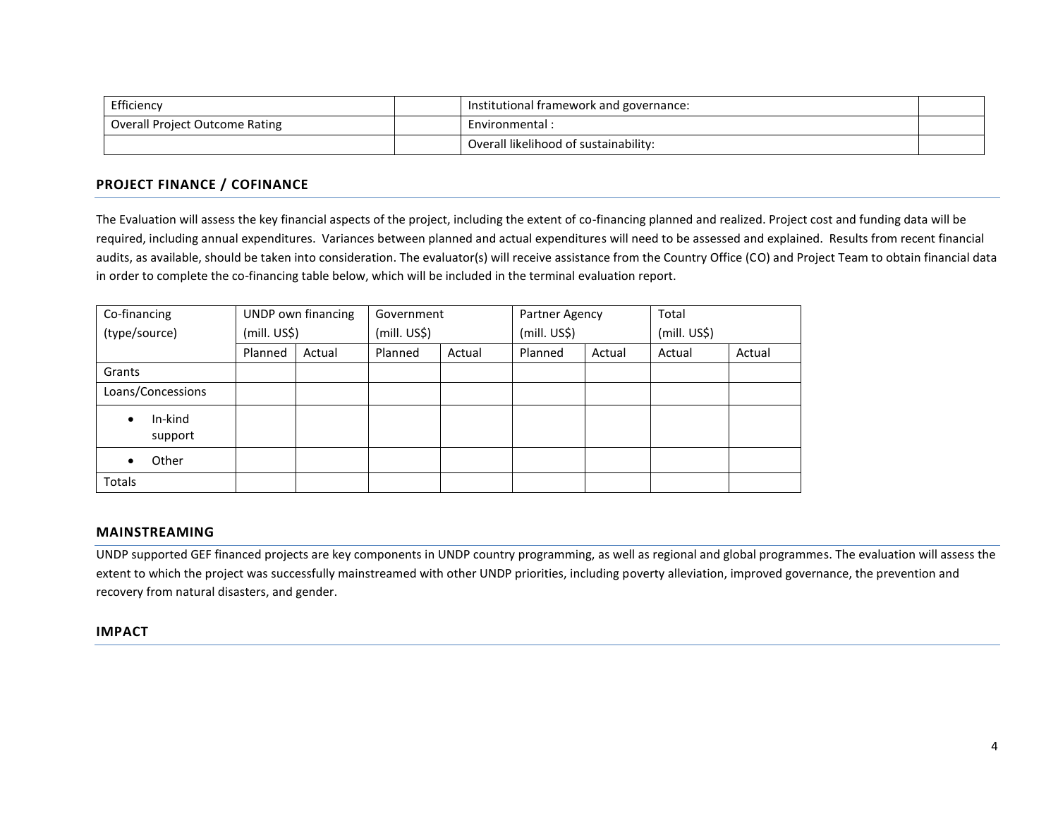| Efficiency | | Institutional framework and governance: | |
| --- | --- | --- | --- |
| Overall Project Outcome Rating | | Environmental : | |
| | | Overall likelihood of sustainability: | |

## PROJECT FINANCE / COFINANCE

The Evaluation will assess the key financial aspects of the project, including the extent of co-financing planned and realized. Project cost and funding data will be required, including annual expenditures. Variances between planned and actual expenditures will need to be assessed and explained. Results from recent financial audits, as available, should be taken into consideration. The evaluator(s) will receive assistance from the Country Office (CO) and Project Team to obtain financial data in order to complete the co-financing table below, which will be included in the terminal evaluation report.

| Co-financing (type/source) | UNDP own financing (mill. US$) | | Government (mill. US$) | | Partner Agency (mill. US$) | | Total (mill. US$) | |
| --- | --- | --- | --- | --- | --- | --- | --- | --- |
| | Planned | Actual | Planned | Actual | Planned | Actual | Actual | Actual |
| Grants | | | | | | | | |
| Loans/Concessions | | | | | | | | |
| • In-kind support | | | | | | | | |
| • Other | | | | | | | | |
| Totals | | | | | | | | |

## MAINSTREAMING

UNDP supported GEF financed projects are key components in UNDP country programming, as well as regional and global programmes. The evaluation will assess the extent to which the project was successfully mainstreamed with other UNDP priorities, including poverty alleviation, improved governance, the prevention and recovery from natural disasters, and gender.

## IMPACT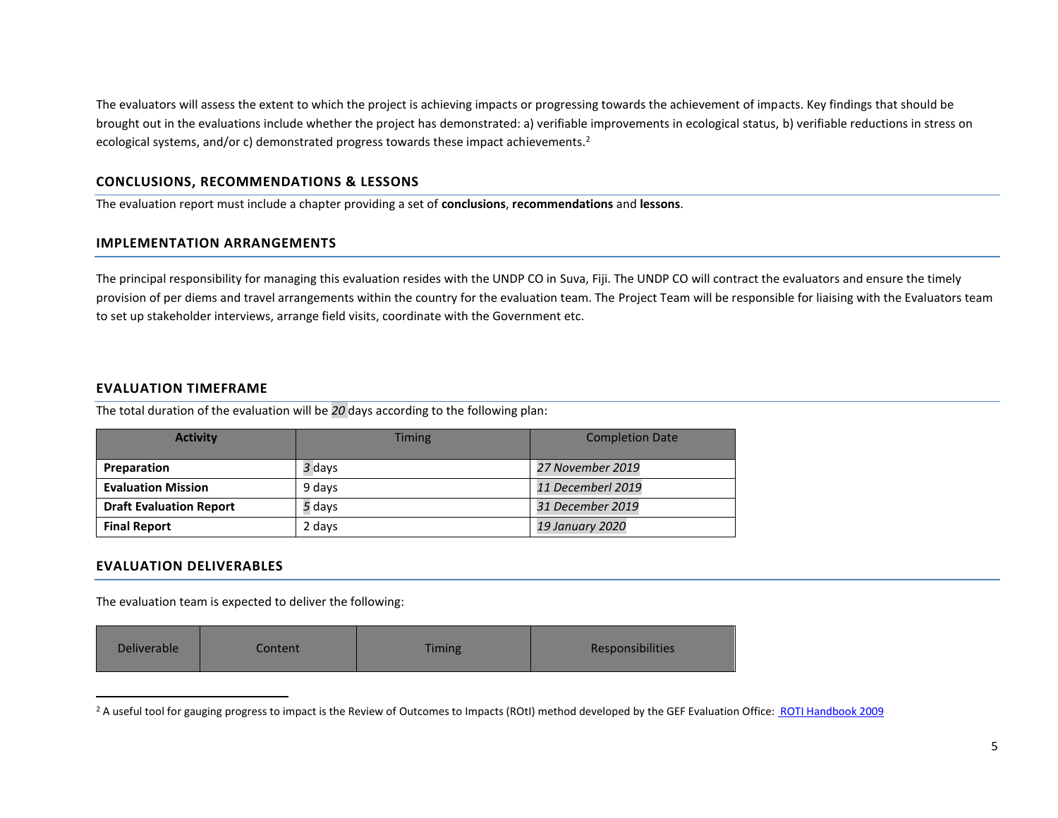The evaluators will assess the extent to which the project is achieving impacts or progressing towards the achievement of impacts. Key findings that should be brought out in the evaluations include whether the project has demonstrated: a) verifiable improvements in ecological status, b) verifiable reductions in stress on ecological systems, and/or c) demonstrated progress towards these impact achievements.[2]

## CONCLUSIONS, RECOMMENDATIONS & LESSONS

The evaluation report must include a chapter providing a set of **conclusions**, **recommendations** and **lessons**.

## IMPLEMENTATION ARRANGEMENTS

The principal responsibility for managing this evaluation resides with the UNDP CO in Suva, Fiji. The UNDP CO will contract the evaluators and ensure the timely provision of per diems and travel arrangements within the country for the evaluation team. The Project Team will be responsible for liaising with the Evaluators team to set up stakeholder interviews, arrange field visits, coordinate with the Government etc.

## EVALUATION TIMEFRAME

The total duration of the evaluation will be *20* days according to the following plan:

| Activity | Timing | Completion Date |
|---|---|---|
| **Preparation** | *3* days | *27 November 2019* |
| **Evaluation Mission** | 9 days | *11 Decemberl 2019* |
| **Draft Evaluation Report** | *5* days | *31 December 2019* |
| **Final Report** | 2 days | *19 January 2020* |

## EVALUATION DELIVERABLES

The evaluation team is expected to deliver the following:

| Deliverable | Content | Timing | Responsibilities |
|---|---|---|---|

[2] A useful tool for gauging progress to impact is the Review of Outcomes to Impacts (ROtI) method developed by the GEF Evaluation Office: ROTI Handbook 2009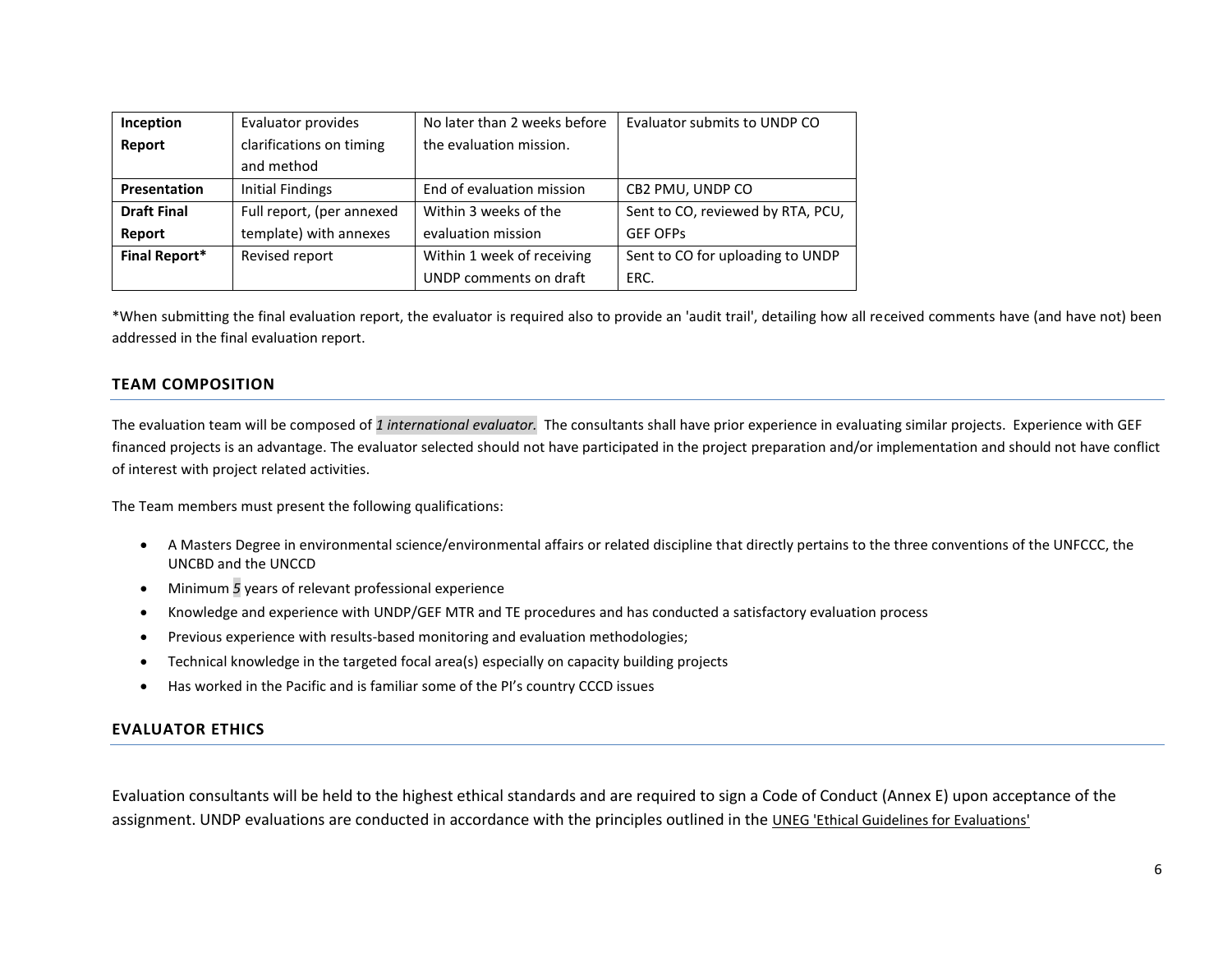| **Inception Report** | Evaluator provides clarifications on timing and method | No later than 2 weeks before the evaluation mission. | Evaluator submits to UNDP CO |
|---|---|---|---|
| **Presentation** | Initial Findings | End of evaluation mission | CB2 PMU, UNDP CO |
| **Draft Final Report** | Full report, (per annexed template) with annexes | Within 3 weeks of the evaluation mission | Sent to CO, reviewed by RTA, PCU, GEF OFPs |
| **Final Report*** | Revised report | Within 1 week of receiving UNDP comments on draft | Sent to CO for uploading to UNDP ERC. |

*When submitting the final evaluation report, the evaluator is required also to provide an 'audit trail', detailing how all received comments have (and have not) been addressed in the final evaluation report.

## TEAM COMPOSITION

The evaluation team will be composed of *1 international evaluator.* The consultants shall have prior experience in evaluating similar projects. Experience with GEF financed projects is an advantage. The evaluator selected should not have participated in the project preparation and/or implementation and should not have conflict of interest with project related activities.

The Team members must present the following qualifications:

- A Masters Degree in environmental science/environmental affairs or related discipline that directly pertains to the three conventions of the UNFCCC, the UNCBD and the UNCCD
- Minimum *5* years of relevant professional experience
- Knowledge and experience with UNDP/GEF MTR and TE procedures and has conducted a satisfactory evaluation process
- Previous experience with results-based monitoring and evaluation methodologies;
- Technical knowledge in the targeted focal area(s) especially on capacity building projects
- Has worked in the Pacific and is familiar some of the PI's country CCCD issues

## EVALUATOR ETHICS

Evaluation consultants will be held to the highest ethical standards and are required to sign a Code of Conduct (Annex E) upon acceptance of the assignment. UNDP evaluations are conducted in accordance with the principles outlined in the UNEG 'Ethical Guidelines for Evaluations'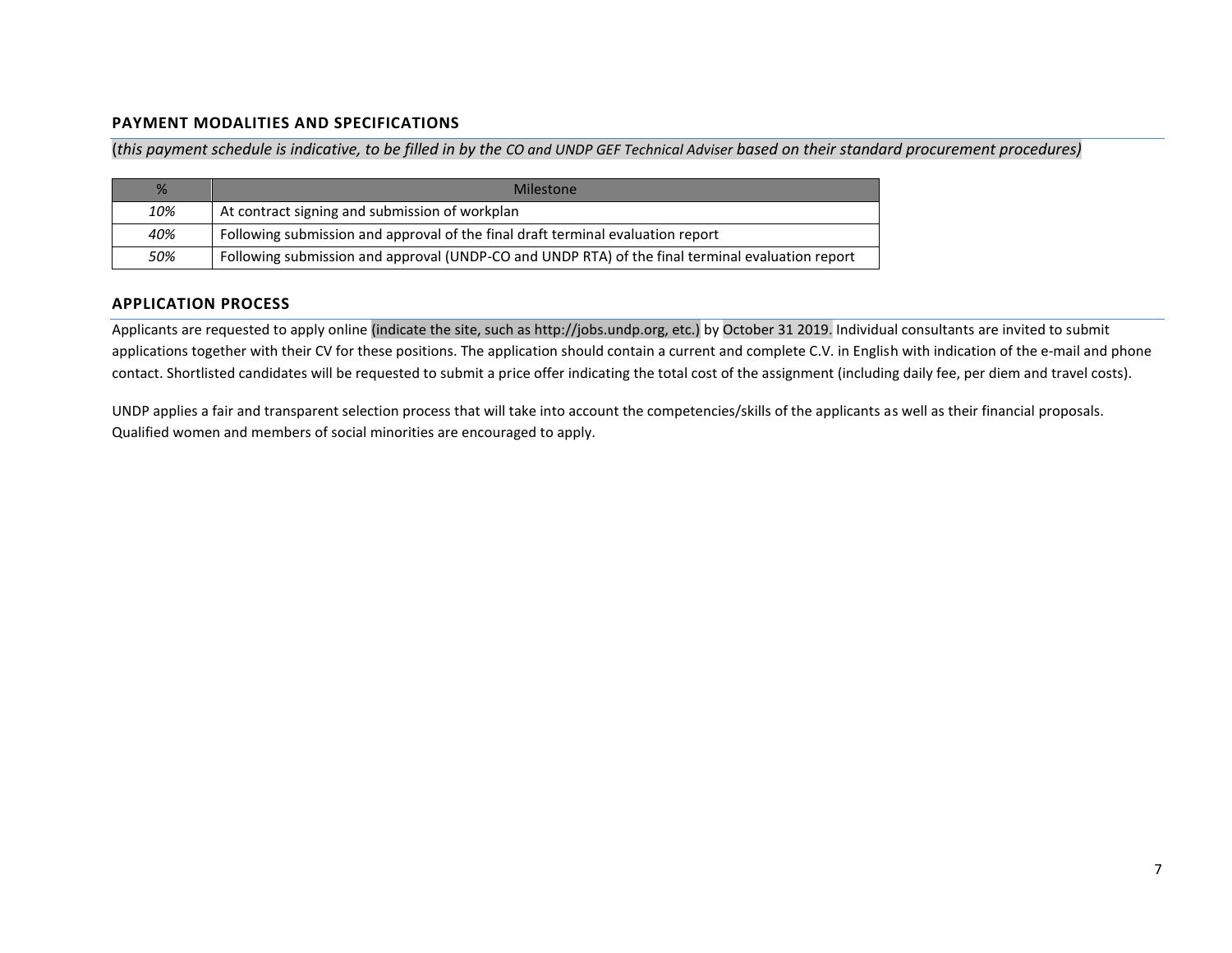## PAYMENT MODALITIES AND SPECIFICATIONS

(*this payment schedule is indicative, to be filled in by the CO and UNDP GEF Technical Adviser based on their standard procurement procedures)*

| % | Milestone |
|---|---|
| *10%* | At contract signing and submission of workplan |
| *40%* | Following submission and approval of the final draft terminal evaluation report |
| *50%* | Following submission and approval (UNDP-CO and UNDP RTA) of the final terminal evaluation report |

## APPLICATION PROCESS

Applicants are requested to apply online (indicate the site, such as http://jobs.undp.org, etc.) by October 31 2019. Individual consultants are invited to submit applications together with their CV for these positions. The application should contain a current and complete C.V. in English with indication of the e-mail and phone contact. Shortlisted candidates will be requested to submit a price offer indicating the total cost of the assignment (including daily fee, per diem and travel costs).

UNDP applies a fair and transparent selection process that will take into account the competencies/skills of the applicants as well as their financial proposals. Qualified women and members of social minorities are encouraged to apply.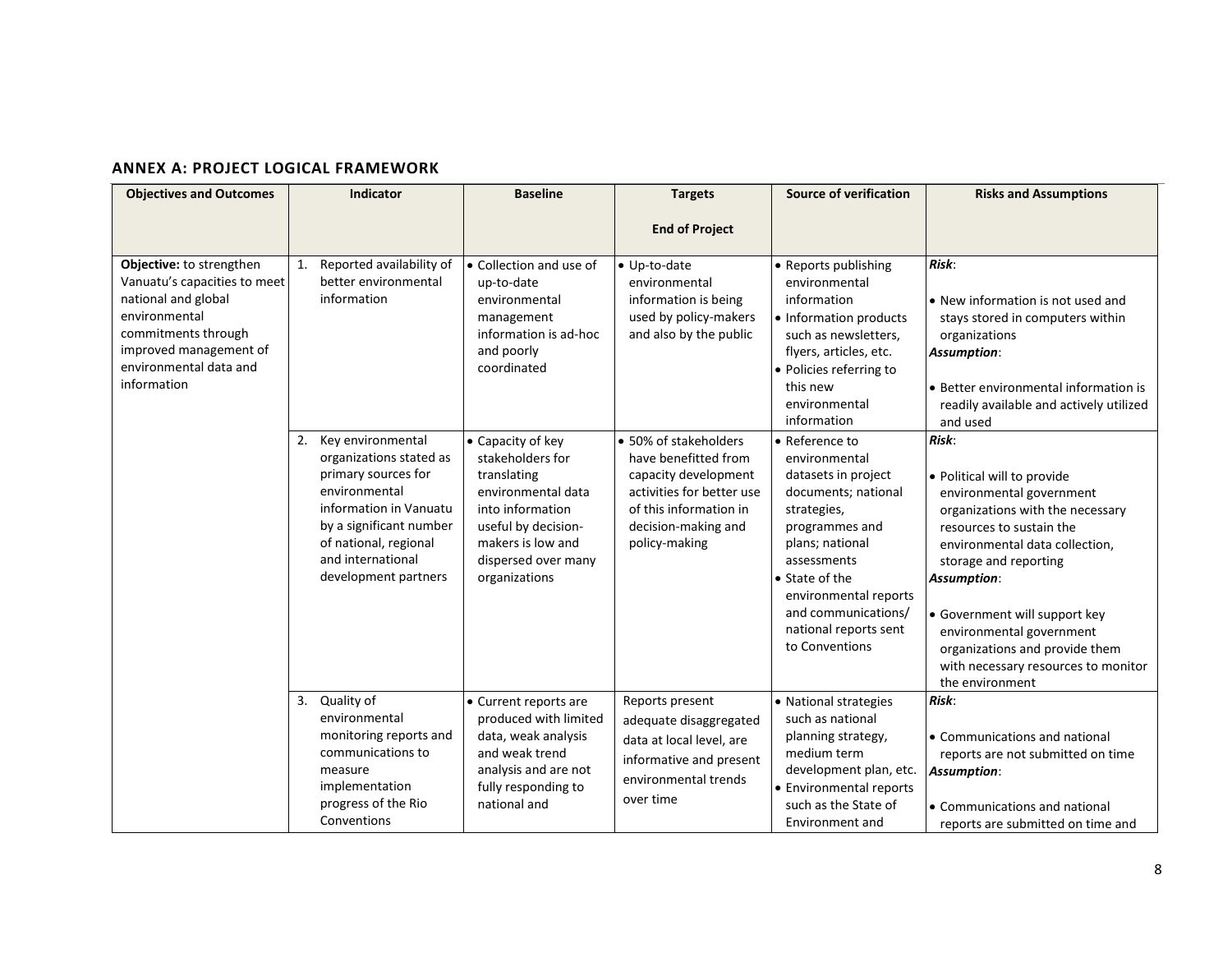## ANNEX A: PROJECT LOGICAL FRAMEWORK

| Objectives and Outcomes | Indicator | Baseline | Targets<br><br>End of Project | Source of verification | Risks and Assumptions |
|---|---|---|---|---|---|
| **Objective:** to strengthen Vanuatu's capacities to meet national and global environmental commitments through improved management of environmental data and information | 1. Reported availability of better environmental information | • Collection and use of up-to-date environmental management information is ad-hoc and poorly coordinated | • Up-to-date environmental information is being used by policy-makers and also by the public | • Reports publishing environmental information<br>• Information products such as newsletters, flyers, articles, etc.<br>• Policies referring to this new environmental information | ***Risk***:<br>• New information is not used and stays stored in computers within organizations<br>***Assumption***:<br>• Better environmental information is readily available and actively utilized and used |
| | 2. Key environmental organizations stated as primary sources for environmental information in Vanuatu by a significant number of national, regional and international development partners | • Capacity of key stakeholders for translating environmental data into information useful by decision-makers is low and dispersed over many organizations | • 50% of stakeholders have benefitted from capacity development activities for better use of this information in decision-making and policy-making | • Reference to environmental datasets in project documents; national strategies, programmes and plans; national assessments<br>• State of the environmental reports and communications/ national reports sent to Conventions | ***Risk***:<br>• Political will to provide environmental government organizations with the necessary resources to sustain the environmental data collection, storage and reporting<br>***Assumption***:<br>• Government will support key environmental government organizations and provide them with necessary resources to monitor the environment |
| | 3. Quality of environmental monitoring reports and communications to measure implementation progress of the Rio Conventions | • Current reports are produced with limited data, weak analysis and weak trend analysis and are not fully responding to national and | Reports present adequate disaggregated data at local level, are informative and present environmental trends over time | • National strategies such as national planning strategy, medium term development plan, etc.<br>• Environmental reports such as the State of Environment and | ***Risk***:<br>• Communications and national reports are not submitted on time<br>***Assumption***:<br>• Communications and national reports are submitted on time and |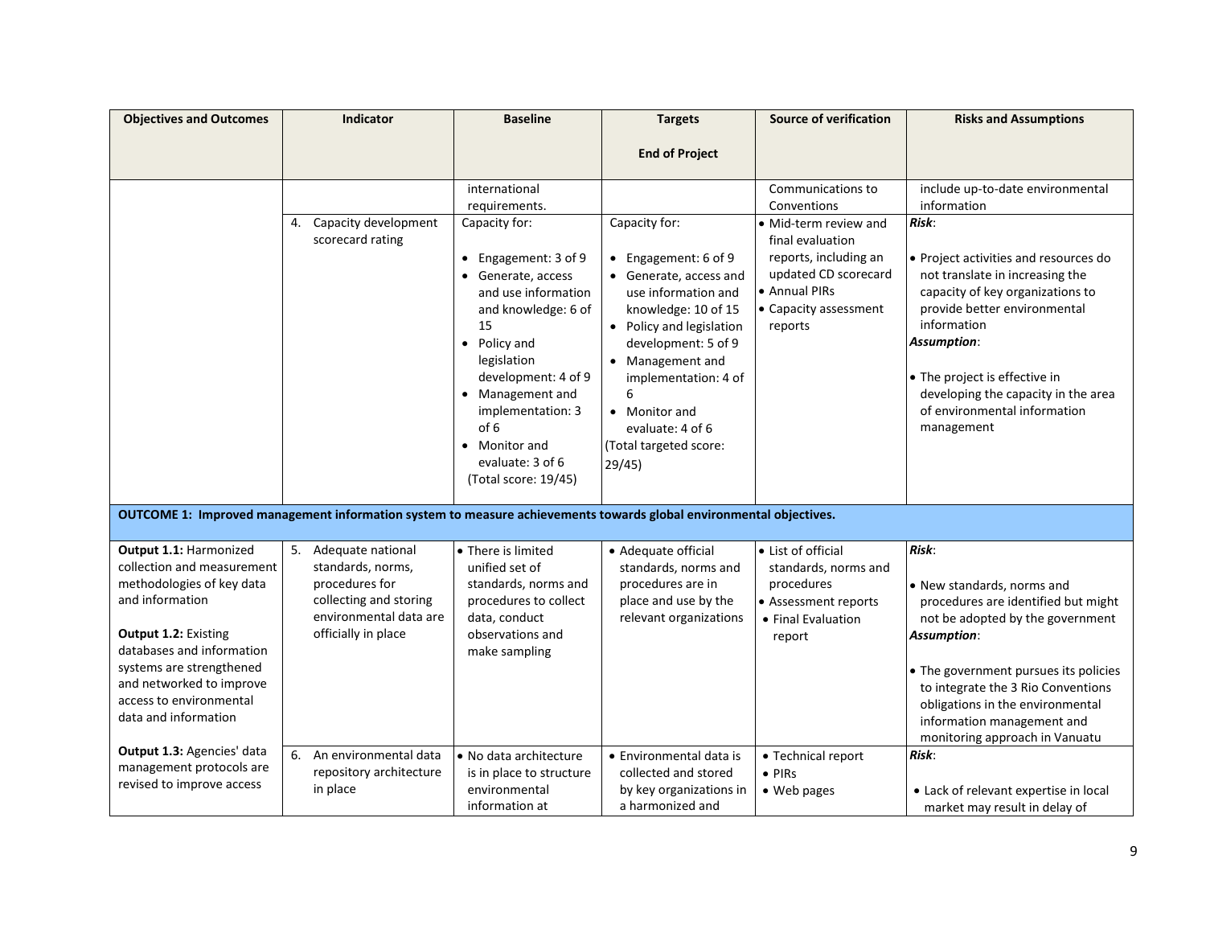| Objectives and Outcomes | Indicator | Baseline | Targets<br><br>End of Project | Source of verification | Risks and Assumptions |
|---|---|---|---|---|---|
| | | international requirements. | | Communications to Conventions | include up-to-date environmental information |
| | 4. Capacity development scorecard rating | Capacity for:<br>• Engagement: 3 of 9<br>• Generate, access and use information and knowledge: 6 of 15<br>• Policy and legislation development: 4 of 9<br>• Management and implementation: 3 of 6<br>• Monitor and evaluate: 3 of 6<br>(Total score: 19/45) | Capacity for:<br>• Engagement: 6 of 9<br>• Generate, access and use information and knowledge: 10 of 15<br>• Policy and legislation development: 5 of 9<br>• Management and implementation: 4 of 6<br>• Monitor and evaluate: 4 of 6<br>(Total targeted score: 29/45) | • Mid-term review and final evaluation reports, including an updated CD scorecard<br>• Annual PIRs<br>• Capacity assessment reports | ***Risk***:<br>• Project activities and resources do not translate in increasing the capacity of key organizations to provide better environmental information<br>***Assumption***:<br>• The project is effective in developing the capacity in the area of environmental information management |
| **OUTCOME 1: Improved management information system to measure achievements towards global environmental objectives.** | | | | | |
| **Output 1.1:** Harmonized collection and measurement methodologies of key data and information<br><br>**Output 1.2:** Existing databases and information systems are strengthened and networked to improve access to environmental data and information<br><br>**Output 1.3:** Agencies' data management protocols are revised to improve access | 5. Adequate national standards, norms, procedures for collecting and storing environmental data are officially in place | • There is limited unified set of standards, norms and procedures to collect data, conduct observations and make sampling | • Adequate official standards, norms and procedures are in place and use by the relevant organizations | • List of official standards, norms and procedures<br>• Assessment reports<br>• Final Evaluation report | ***Risk***:<br>• New standards, norms and procedures are identified but might not be adopted by the government<br>***Assumption***:<br>• The government pursues its policies to integrate the 3 Rio Conventions obligations in the environmental information management and monitoring approach in Vanuatu |
| | 6. An environmental data repository architecture in place | • No data architecture is in place to structure environmental information at | • Environmental data is collected and stored by key organizations in a harmonized and | • Technical report<br>• PIRs<br>• Web pages | ***Risk***:<br>• Lack of relevant expertise in local market may result in delay of |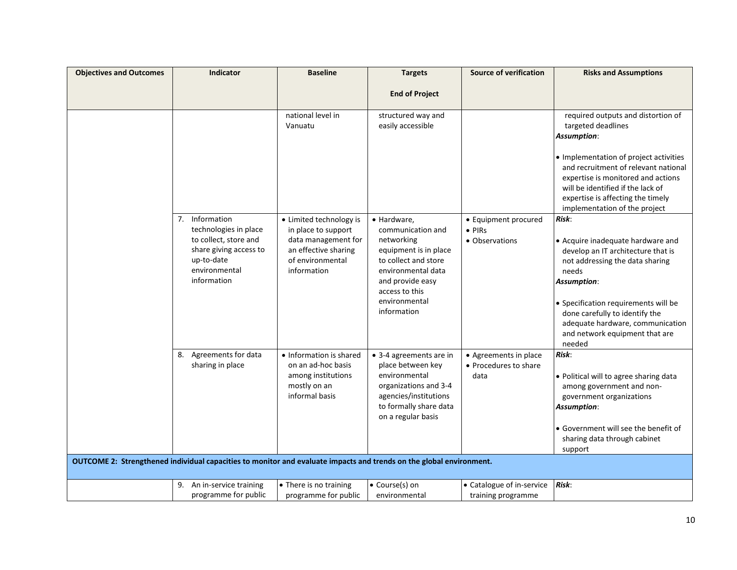| Objectives and Outcomes | Indicator | Baseline | Targets<br><br>End of Project | Source of verification | Risks and Assumptions |
|---|---|---|---|---|---|
| | | national level in Vanuatu | structured way and easily accessible | | required outputs and distortion of targeted deadlines<br>***Assumption***:<br><br>• Implementation of project activities and recruitment of relevant national expertise is monitored and actions will be identified if the lack of expertise is affecting the timely implementation of the project |
| | 7. Information technologies in place to collect, store and share giving access to up-to-date environmental information | • Limited technology is in place to support data management for an effective sharing of environmental information | • Hardware, communication and networking equipment is in place to collect and store environmental data and provide easy access to this environmental information | • Equipment procured<br>• PIRs<br>• Observations | ***Risk***:<br><br>• Acquire inadequate hardware and develop an IT architecture that is not addressing the data sharing needs<br>***Assumption***:<br><br>• Specification requirements will be done carefully to identify the adequate hardware, communication and network equipment that are needed |
| | 8. Agreements for data sharing in place | • Information is shared on an ad-hoc basis among institutions mostly on an informal basis | • 3-4 agreements are in place between key environmental organizations and 3-4 agencies/institutions to formally share data on a regular basis | • Agreements in place<br>• Procedures to share data | ***Risk***:<br><br>• Political will to agree sharing data among government and non-government organizations<br>***Assumption***:<br><br>• Government will see the benefit of sharing data through cabinet support |
| **OUTCOME 2: Strengthened individual capacities to monitor and evaluate impacts and trends on the global environment.** | | | | | |
| | 9. An in-service training programme for public | • There is no training programme for public | • Course(s) on environmental | • Catalogue of in-service training programme | ***Risk***: |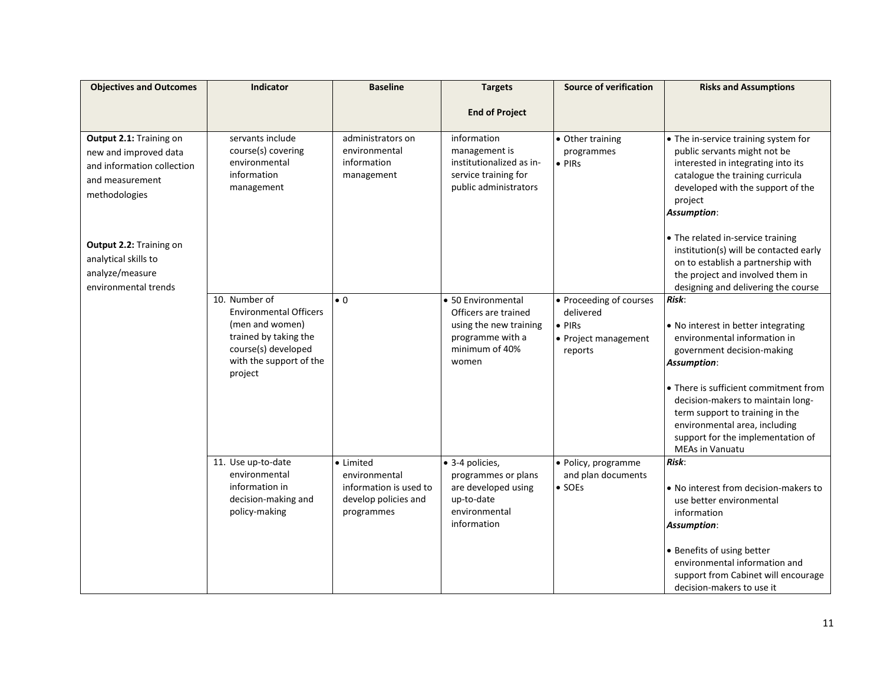| Objectives and Outcomes | Indicator | Baseline | Targets<br><br>End of Project | Source of verification | Risks and Assumptions |
|---|---|---|---|---|---|
| **Output 2.1:** Training on new and improved data and information collection and measurement methodologies<br><br>**Output 2.2:** Training on analytical skills to analyze/measure environmental trends | servants include course(s) covering environmental information management | administrators on environmental information management | information management is institutionalized as in-service training for public administrators | • Other training programmes<br>• PIRs | • The in-service training system for public servants might not be interested in integrating into its catalogue the training curricula developed with the support of the project<br>***Assumption***:<br><br>• The related in-service training institution(s) will be contacted early on to establish a partnership with the project and involved them in designing and delivering the course |
| | 10. Number of Environmental Officers (men and women) trained by taking the course(s) developed with the support of the project | • 0 | • 50 Environmental Officers are trained using the new training programme with a minimum of 40% women | • Proceeding of courses delivered<br>• PIRs<br>• Project management reports | ***Risk***:<br><br>• No interest in better integrating environmental information in government decision-making<br>***Assumption***:<br><br>• There is sufficient commitment from decision-makers to maintain long-term support to training in the environmental area, including support for the implementation of MEAs in Vanuatu |
| | 11. Use up-to-date environmental information in decision-making and policy-making | • Limited environmental information is used to develop policies and programmes | • 3-4 policies, programmes or plans are developed using up-to-date environmental information | • Policy, programme and plan documents<br>• SOEs | ***Risk***:<br><br>• No interest from decision-makers to use better environmental information<br>***Assumption***:<br><br>• Benefits of using better environmental information and support from Cabinet will encourage decision-makers to use it |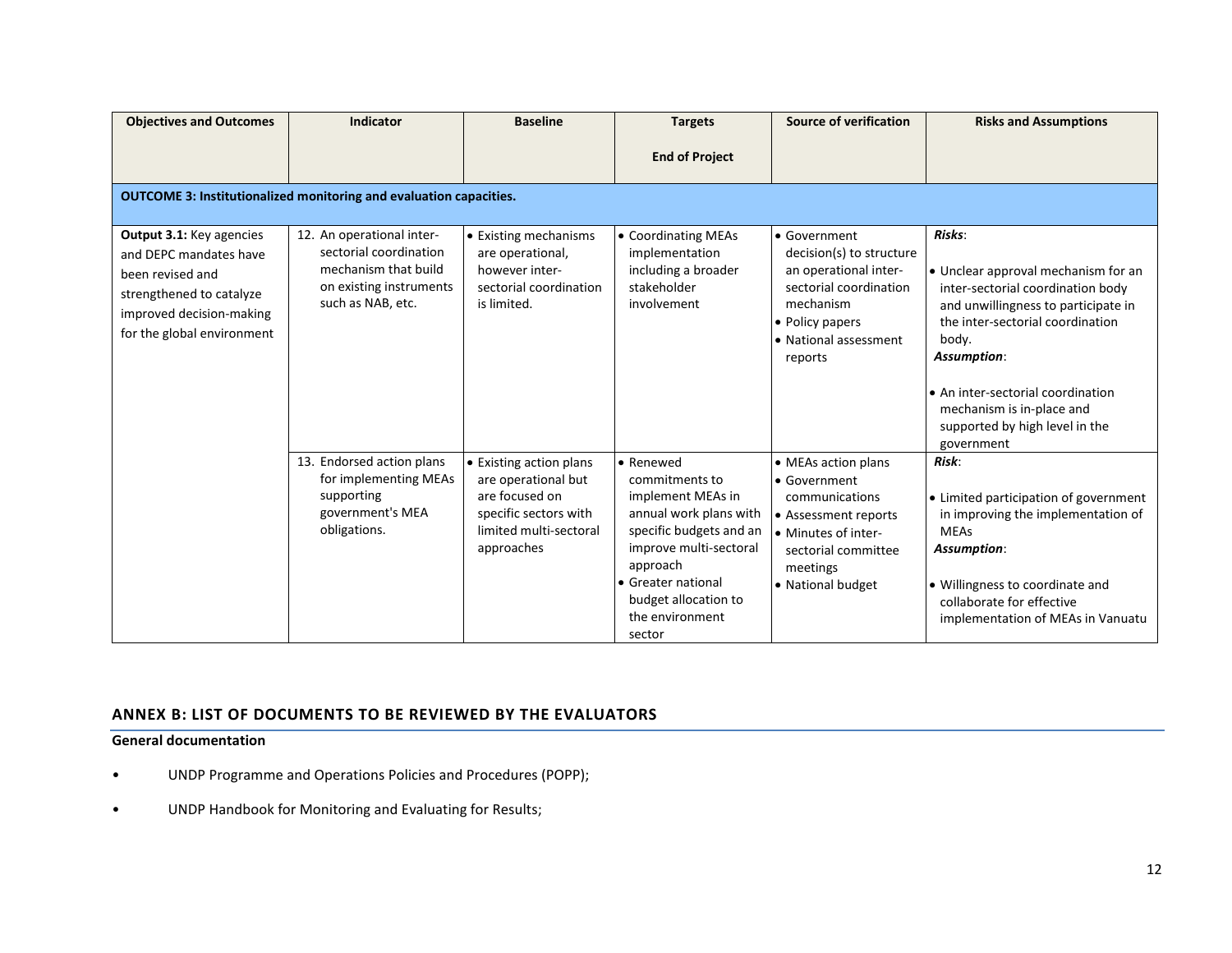| Objectives and Outcomes | Indicator | Baseline | Targets<br><br>End of Project | Source of verification | Risks and Assumptions |
|---|---|---|---|---|---|
| **OUTCOME 3: Institutionalized monitoring and evaluation capacities.** | | | | | |
| **Output 3.1:** Key agencies and DEPC mandates have been revised and strengthened to catalyze improved decision-making for the global environment | 12. An operational inter-sectorial coordination mechanism that build on existing instruments such as NAB, etc. | • Existing mechanisms are operational, however inter-sectorial coordination is limited. | • Coordinating MEAs implementation including a broader stakeholder involvement | • Government decision(s) to structure an operational inter-sectorial coordination mechanism<br>• Policy papers<br>• National assessment reports | ***Risks***:<br>• Unclear approval mechanism for an inter-sectorial coordination body and unwillingness to participate in the inter-sectorial coordination body.<br>***Assumption***:<br>• An inter-sectorial coordination mechanism is in-place and supported by high level in the government |
| | 13. Endorsed action plans for implementing MEAs supporting government's MEA obligations. | • Existing action plans are operational but are focused on specific sectors with limited multi-sectoral approaches | • Renewed commitments to implement MEAs in annual work plans with specific budgets and an improve multi-sectoral approach<br>• Greater national budget allocation to the environment sector | • MEAs action plans<br>• Government communications<br>• Assessment reports<br>• Minutes of inter-sectorial committee meetings<br>• National budget | ***Risk***:<br>• Limited participation of government in improving the implementation of MEAs<br>***Assumption***:<br>• Willingness to coordinate and collaborate for effective implementation of MEAs in Vanuatu |

## ANNEX B: LIST OF DOCUMENTS TO BE REVIEWED BY THE EVALUATORS

**General documentation**

- UNDP Programme and Operations Policies and Procedures (POPP);
- UNDP Handbook for Monitoring and Evaluating for Results;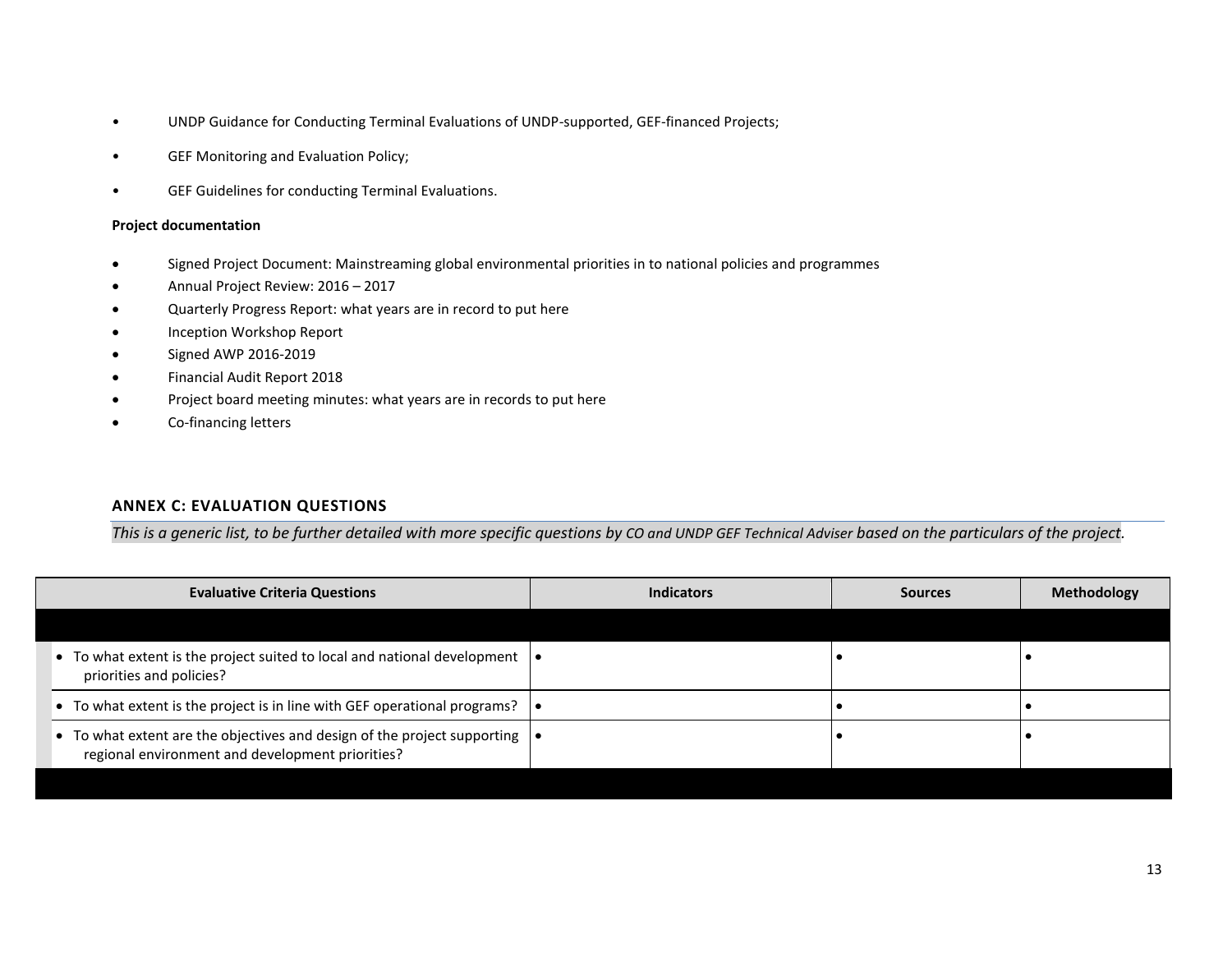- UNDP Guidance for Conducting Terminal Evaluations of UNDP-supported, GEF-financed Projects;
- GEF Monitoring and Evaluation Policy;
- GEF Guidelines for conducting Terminal Evaluations.

**Project documentation**

- Signed Project Document: Mainstreaming global environmental priorities in to national policies and programmes
- Annual Project Review: 2016 – 2017
- Quarterly Progress Report: what years are in record to put here
- Inception Workshop Report
- Signed AWP 2016-2019
- Financial Audit Report 2018
- Project board meeting minutes: what years are in records to put here
- Co-financing letters

## ANNEX C: EVALUATION QUESTIONS

*This is a generic list, to be further detailed with more specific questions by CO and UNDP GEF Technical Adviser based on the particulars of the project.*

| Evaluative Criteria Questions | Indicators | Sources | Methodology |
|---|---|---|---|
| | | | |
| • To what extent is the project suited to local and national development priorities and policies? | • | • | • |
| • To what extent is the project is in line with GEF operational programs? | • | • | • |
| • To what extent are the objectives and design of the project supporting regional environment and development priorities? | • | • | • |
| | | | |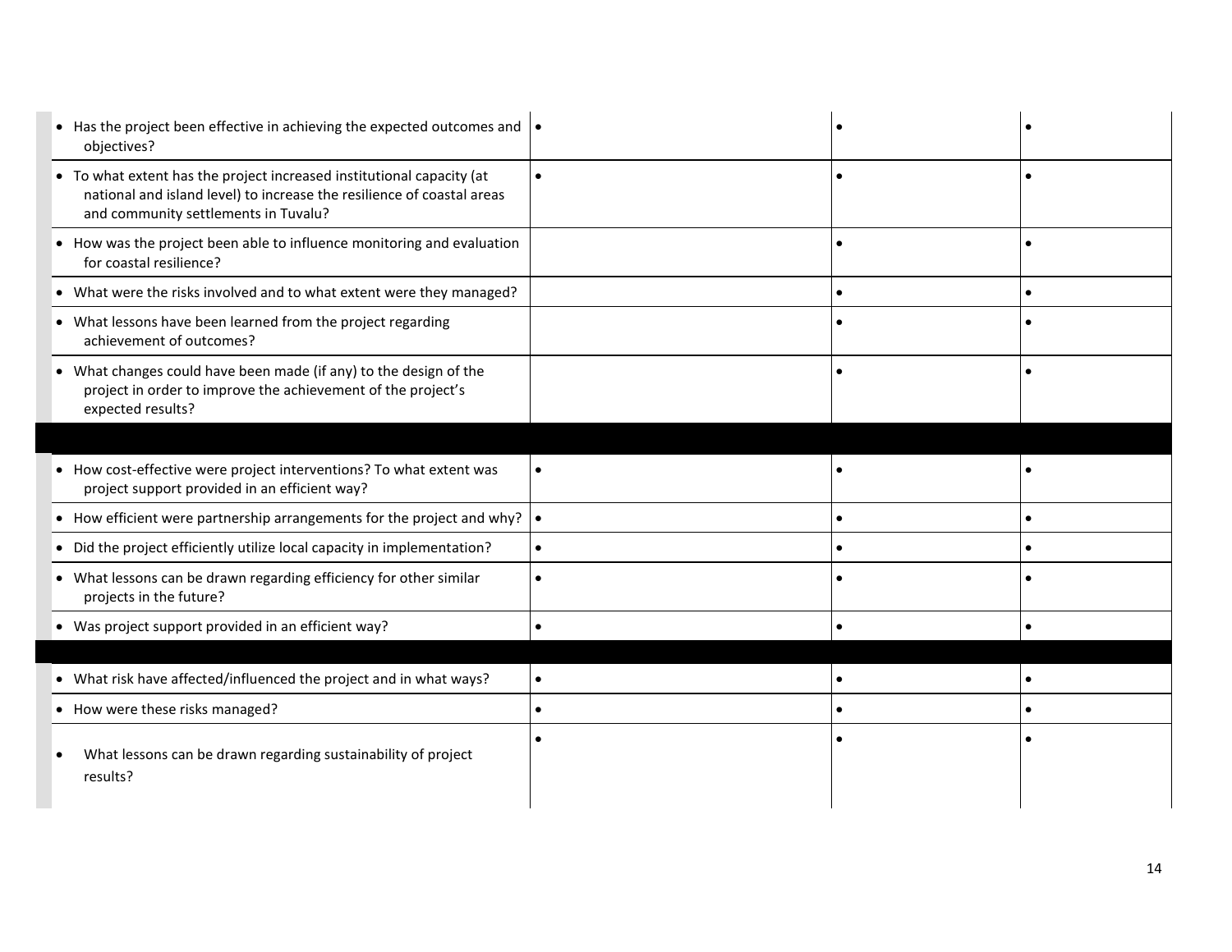| | | | |
|---|---|---|---|
| • Has the project been effective in achieving the expected outcomes and objectives? | • | • | • |
| • To what extent has the project increased institutional capacity (at national and island level) to increase the resilience of coastal areas and community settlements in Tuvalu? | • | • | • |
| • How was the project been able to influence monitoring and evaluation for coastal resilience? | | • | • |
| • What were the risks involved and to what extent were they managed? | | • | • |
| • What lessons have been learned from the project regarding achievement of outcomes? | | • | • |
| • What changes could have been made (if any) to the design of the project in order to improve the achievement of the project's expected results? | | • | • |
| | | | |
| • How cost-effective were project interventions? To what extent was project support provided in an efficient way? | • | • | • |
| • How efficient were partnership arrangements for the project and why? | • | • | • |
| • Did the project efficiently utilize local capacity in implementation? | • | • | • |
| • What lessons can be drawn regarding efficiency for other similar projects in the future? | • | • | • |
| • Was project support provided in an efficient way? | • | • | • |
| | | | |
| • What risk have affected/influenced the project and in what ways? | • | • | • |
| • How were these risks managed? | • | • | • |
| • What lessons can be drawn regarding sustainability of project results? | • | • | • |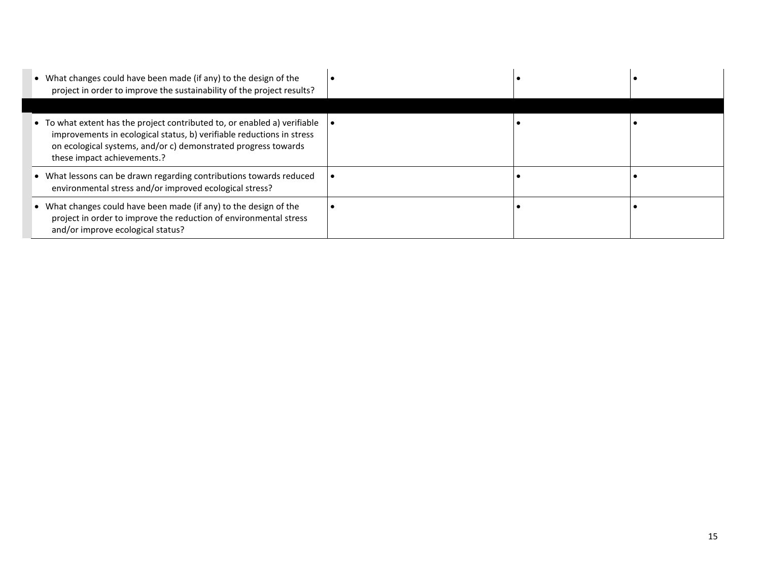| | | | |
|---|---|---|---|
| • What changes could have been made (if any) to the design of the project in order to improve the sustainability of the project results? | • | • | • |
| | | | |
| • To what extent has the project contributed to, or enabled a) verifiable improvements in ecological status, b) verifiable reductions in stress on ecological systems, and/or c) demonstrated progress towards these impact achievements.? | • | • | • |
| • What lessons can be drawn regarding contributions towards reduced environmental stress and/or improved ecological stress? | • | • | • |
| • What changes could have been made (if any) to the design of the project in order to improve the reduction of environmental stress and/or improve ecological status? | • | • | • |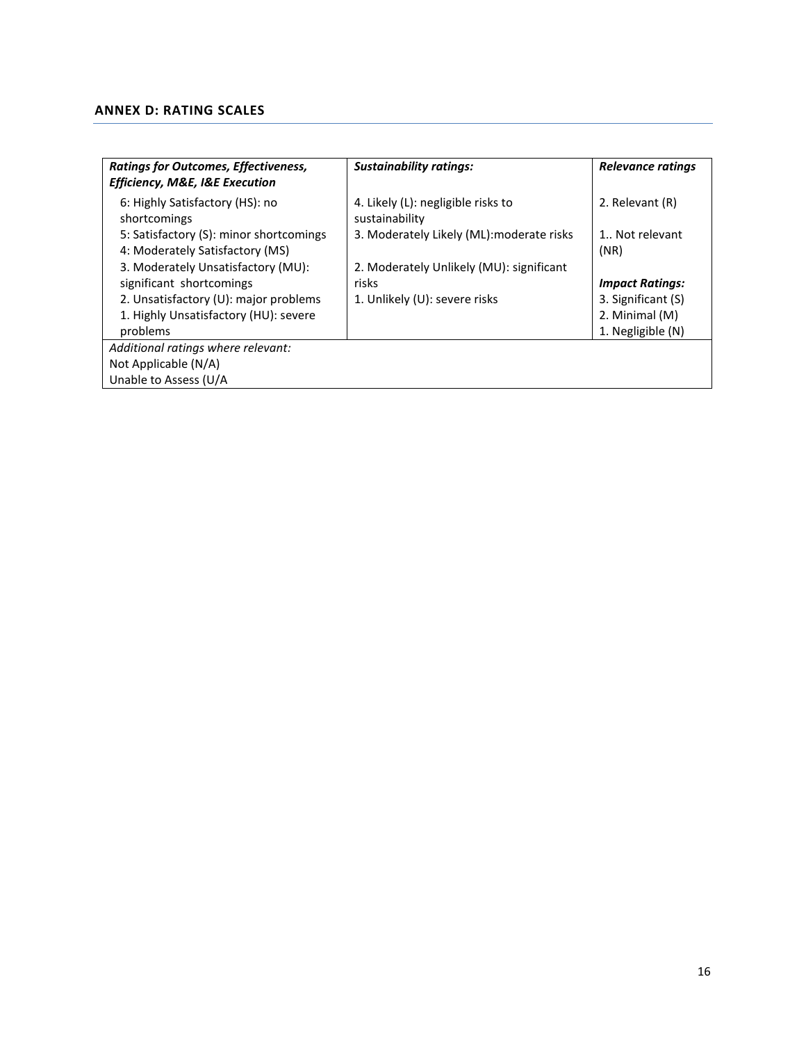## ANNEX D: RATING SCALES

| *Ratings for Outcomes, Effectiveness, Efficiency, M&E, I&E Execution* | *Sustainability ratings:* | *Relevance ratings* |
|---|---|---|
| 6: Highly Satisfactory (HS): no shortcomings<br>5: Satisfactory (S): minor shortcomings<br>4: Moderately Satisfactory (MS)<br>3. Moderately Unsatisfactory (MU): significant shortcomings<br>2. Unsatisfactory (U): major problems<br>1. Highly Unsatisfactory (HU): severe problems | 4. Likely (L): negligible risks to sustainability<br>3. Moderately Likely (ML):moderate risks<br>2. Moderately Unlikely (MU): significant risks<br>1. Unlikely (U): severe risks | 2. Relevant (R)<br>1.. Not relevant (NR)<br>***Impact Ratings:***<br>3. Significant (S)<br>2. Minimal (M)<br>1. Negligible (N) |
| *Additional ratings where relevant:*<br>Not Applicable (N/A)<br>Unable to Assess (U/A | | |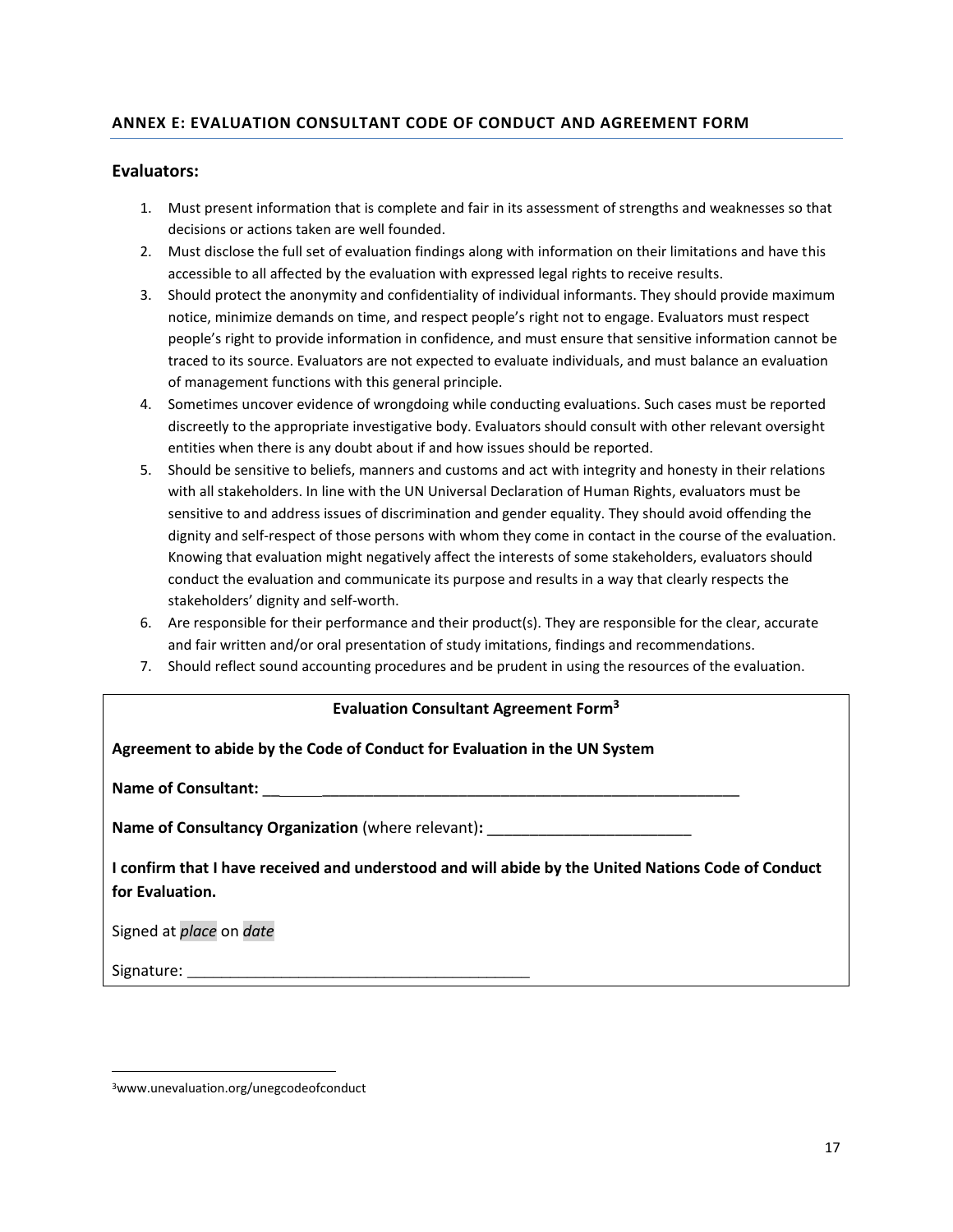## ANNEX E: EVALUATION CONSULTANT CODE OF CONDUCT AND AGREEMENT FORM

### Evaluators:

1. Must present information that is complete and fair in its assessment of strengths and weaknesses so that decisions or actions taken are well founded.
2. Must disclose the full set of evaluation findings along with information on their limitations and have this accessible to all affected by the evaluation with expressed legal rights to receive results.
3. Should protect the anonymity and confidentiality of individual informants. They should provide maximum notice, minimize demands on time, and respect people's right not to engage. Evaluators must respect people's right to provide information in confidence, and must ensure that sensitive information cannot be traced to its source. Evaluators are not expected to evaluate individuals, and must balance an evaluation of management functions with this general principle.
4. Sometimes uncover evidence of wrongdoing while conducting evaluations. Such cases must be reported discreetly to the appropriate investigative body. Evaluators should consult with other relevant oversight entities when there is any doubt about if and how issues should be reported.
5. Should be sensitive to beliefs, manners and customs and act with integrity and honesty in their relations with all stakeholders. In line with the UN Universal Declaration of Human Rights, evaluators must be sensitive to and address issues of discrimination and gender equality. They should avoid offending the dignity and self-respect of those persons with whom they come in contact in the course of the evaluation. Knowing that evaluation might negatively affect the interests of some stakeholders, evaluators should conduct the evaluation and communicate its purpose and results in a way that clearly respects the stakeholders' dignity and self-worth.
6. Are responsible for their performance and their product(s). They are responsible for the clear, accurate and fair written and/or oral presentation of study imitations, findings and recommendations.
7. Should reflect sound accounting procedures and be prudent in using the resources of the evaluation.

---

**Evaluation Consultant Agreement Form[3]**

**Agreement to abide by the Code of Conduct for Evaluation in the UN System**

**Name of Consultant:** ______________________________________________________________

**Name of Consultancy Organization** (where relevant)**:** ________________________

**I confirm that I have received and understood and will abide by the United Nations Code of Conduct for Evaluation.**

Signed at *place* on *date*

Signature: ________________________________________

---

[3] www.unevaluation.org/unegcodeofconduct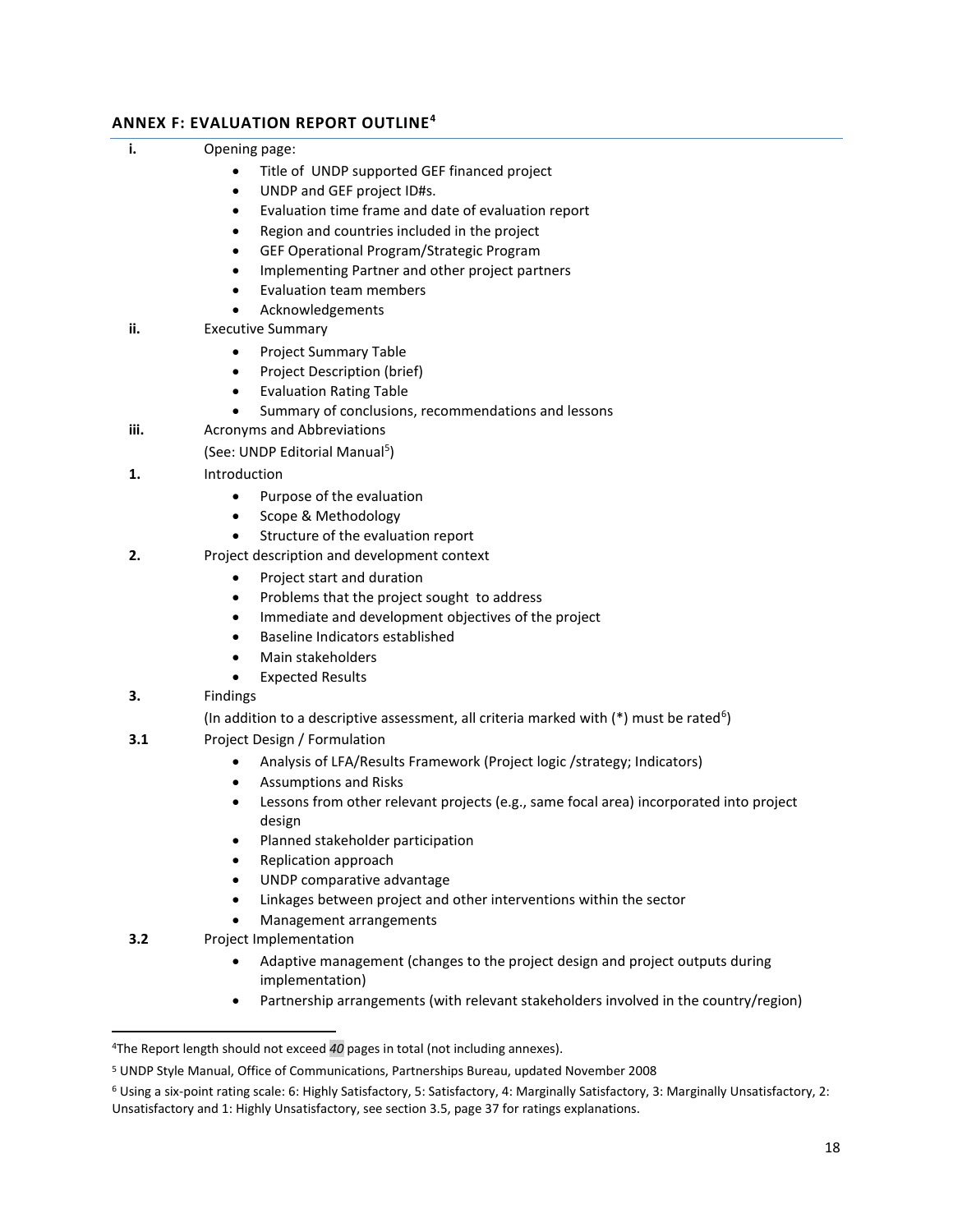## ANNEX F: EVALUATION REPORT OUTLINE[4]

**i.** Opening page:

- Title of UNDP supported GEF financed project
- UNDP and GEF project ID#s.
- Evaluation time frame and date of evaluation report
- Region and countries included in the project
- GEF Operational Program/Strategic Program
- Implementing Partner and other project partners
- Evaluation team members
- Acknowledgements

**ii.** Executive Summary

- Project Summary Table
- Project Description (brief)
- Evaluation Rating Table
- Summary of conclusions, recommendations and lessons

**iii.** Acronyms and Abbreviations

(See: UNDP Editorial Manual[5])

**1.** Introduction

- Purpose of the evaluation
- Scope & Methodology
- Structure of the evaluation report

**2.** Project description and development context

- Project start and duration
- Problems that the project sought to address
- Immediate and development objectives of the project
- Baseline Indicators established
- Main stakeholders
- Expected Results

**3.** Findings

(In addition to a descriptive assessment, all criteria marked with (*) must be rated[6])

**3.1** Project Design / Formulation

- Analysis of LFA/Results Framework (Project logic /strategy; Indicators)
- Assumptions and Risks
- Lessons from other relevant projects (e.g., same focal area) incorporated into project design
- Planned stakeholder participation
- Replication approach
- UNDP comparative advantage
- Linkages between project and other interventions within the sector
- Management arrangements

**3.2** Project Implementation

- Adaptive management (changes to the project design and project outputs during implementation)
- Partnership arrangements (with relevant stakeholders involved in the country/region)

---

[4] The Report length should not exceed *40* pages in total (not including annexes).

[5] UNDP Style Manual, Office of Communications, Partnerships Bureau, updated November 2008

[6] Using a six-point rating scale: 6: Highly Satisfactory, 5: Satisfactory, 4: Marginally Satisfactory, 3: Marginally Unsatisfactory, 2: Unsatisfactory and 1: Highly Unsatisfactory, see section 3.5, page 37 for ratings explanations.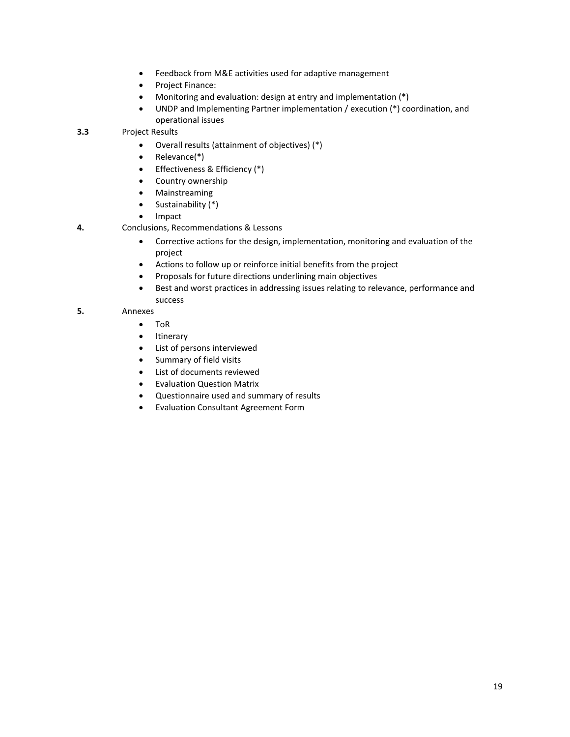- Feedback from M&E activities used for adaptive management
- Project Finance:
- Monitoring and evaluation: design at entry and implementation (*)
- UNDP and Implementing Partner implementation / execution (*) coordination, and operational issues

**3.3** Project Results

- Overall results (attainment of objectives) (*)
- Relevance(*)
- Effectiveness & Efficiency (*)
- Country ownership
- Mainstreaming
- Sustainability (*)
- Impact

**4.** Conclusions, Recommendations & Lessons

- Corrective actions for the design, implementation, monitoring and evaluation of the project
- Actions to follow up or reinforce initial benefits from the project
- Proposals for future directions underlining main objectives
- Best and worst practices in addressing issues relating to relevance, performance and success

**5.** Annexes

- ToR
- Itinerary
- List of persons interviewed
- Summary of field visits
- List of documents reviewed
- Evaluation Question Matrix
- Questionnaire used and summary of results
- Evaluation Consultant Agreement Form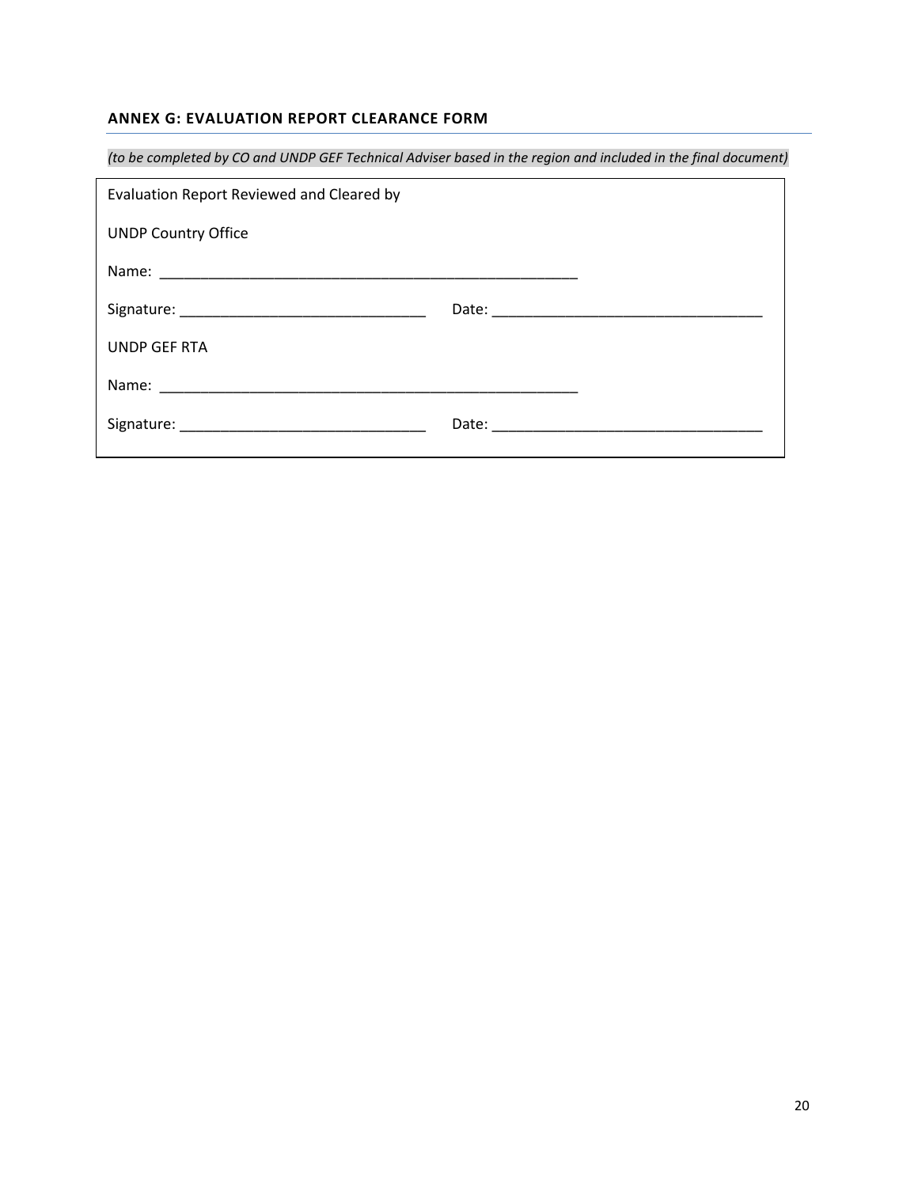### ANNEX G: EVALUATION REPORT CLEARANCE FORM

*(to be completed by CO and UNDP GEF Technical Adviser based in the region and included in the final document)*

Evaluation Report Reviewed and Cleared by

UNDP Country Office

Name: _____________________________________________________

Signature: ______________________________ Date: _________________________________

UNDP GEF RTA

Name: _____________________________________________________

Signature: ______________________________ Date: _________________________________